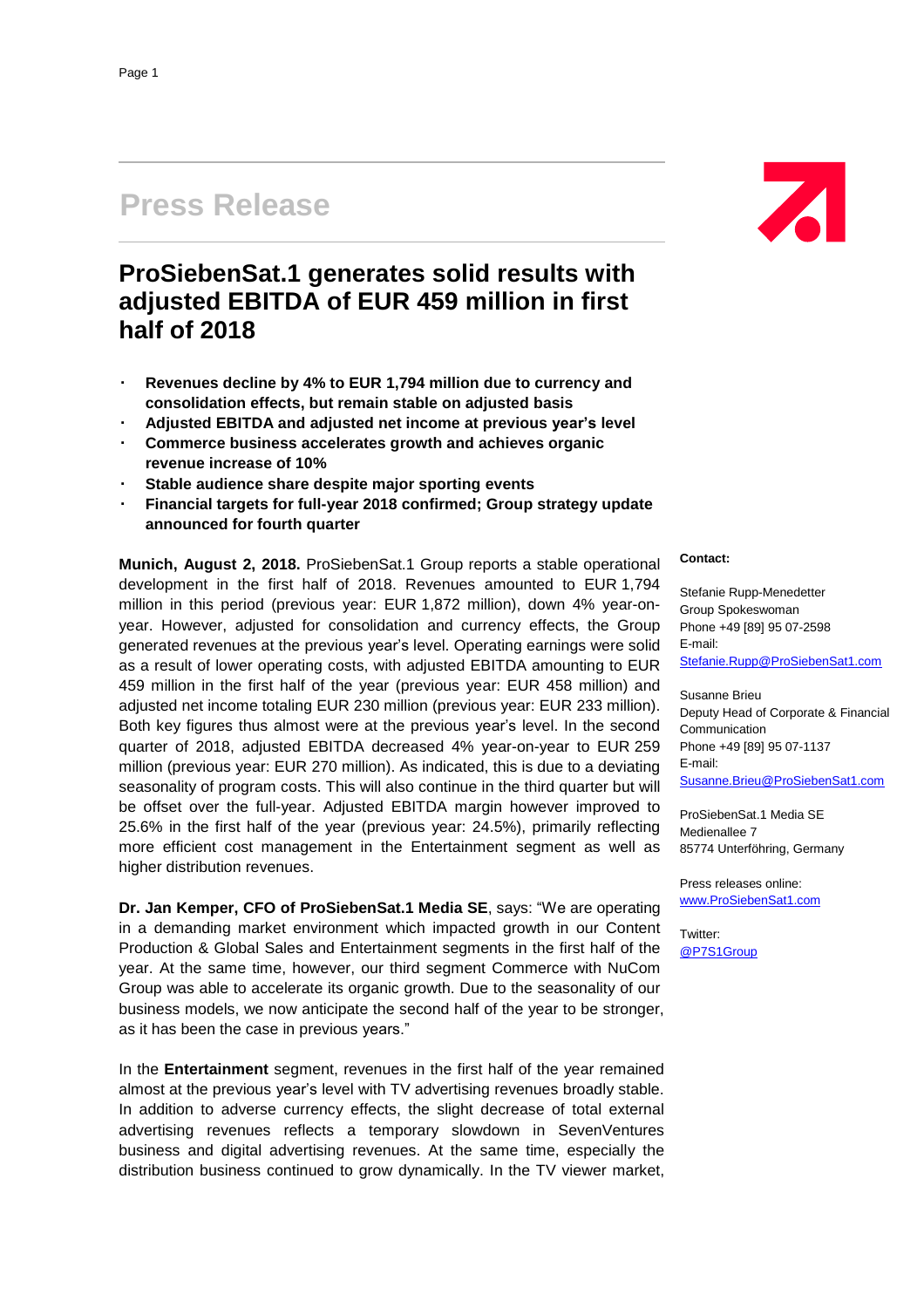# Press Release

## ProSiebenSat.1 generates solid results with adjusted EBITDA of EUR 459 million in first half of 2018

- **Revenues decline by 4% to EUR 1,794 million due to currency and consolidation effects, but remain stable on adjusted basis**
- **Adjusted EBITDA and adjusted net income at previous year's level**
- **Commerce business accelerates growth and achieves organic revenue increase of 10%**
- **Stable audience share despite major sporting events**
- **Financial targets for full-year 2018 confirmed; Group strategy update announced for fourth quarter**

**Munich, August 2, 2018.** ProSiebenSat.1 Group reports a stable operational development in the first half of 2018. Revenues amounted to EUR 1,794 million in this period (previous year: EUR 1,872 million), down 4% year-on-year. However, adjusted for consolidation and currency effects, the Group generated revenues at the previous year's level. Operating earnings were solid as a result of lower operating costs, with adjusted EBITDA amounting to EUR 459 million in the first half of the year (previous year: EUR 458 million) and adjusted net income totaling EUR 230 million (previous year: EUR 233 million). Both key figures thus almost were at the previous year's level. In the second quarter of 2018, adjusted EBITDA decreased 4% year-on-year to EUR 259 million (previous year: EUR 270 million). As indicated, this is due to a deviating seasonality of program costs. This will also continue in the third quarter but will be offset over the full-year. Adjusted EBITDA margin however improved to 25.6% in the first half of the year (previous year: 24.5%), primarily reflecting more efficient cost management in the Entertainment segment as well as higher distribution revenues.

**Dr. Jan Kemper, CFO of ProSiebenSat.1 Media SE**, says: "We are operating in a demanding market environment which impacted growth in our Content Production & Global Sales and Entertainment segments in the first half of the year. At the same time, however, our third segment Commerce with NuCom Group was able to accelerate its organic growth. Due to the seasonality of our business models, we now anticipate the second half of the year to be stronger, as it has been the case in previous years."

In the **Entertainment** segment, revenues in the first half of the year remained almost at the previous year's level with TV advertising revenues broadly stable. In addition to adverse currency effects, the slight decrease of total external advertising revenues reflects a temporary slowdown in SevenVentures business and digital advertising revenues. At the same time, especially the distribution business continued to grow dynamically. In the TV viewer market,

**Contact:**

Stefanie Rupp-Menedetter
Group Spokeswoman
Phone +49 [89] 95 07-2598
E-mail:
Stefanie.Rupp@ProSiebenSat1.com

Susanne Brieu
Deputy Head of Corporate & Financial Communication
Phone +49 [89] 95 07-1137
E-mail:
Susanne.Brieu@ProSiebenSat1.com

ProSiebenSat.1 Media SE
Medienallee 7
85774 Unterföhring, Germany

Press releases online:
www.ProSiebenSat1.com

Twitter:
@P7S1Group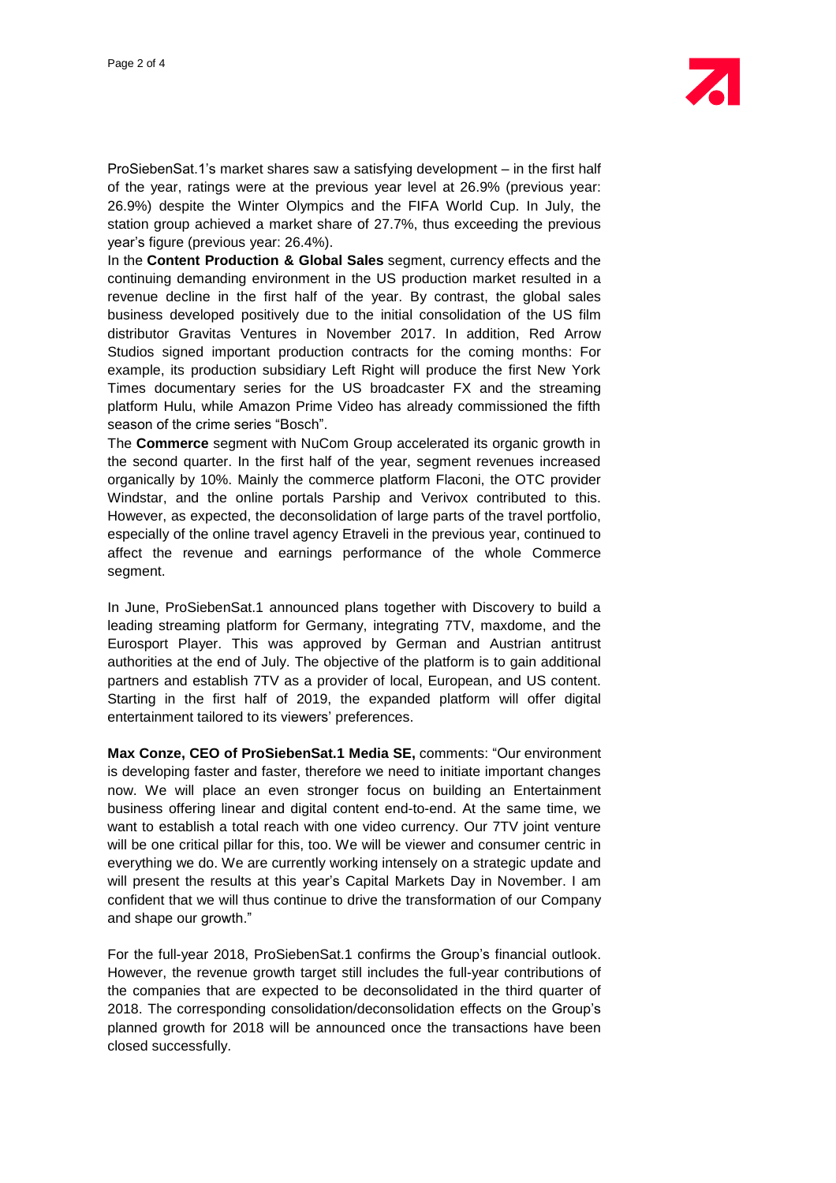ProSiebenSat.1's market shares saw a satisfying development – in the first half of the year, ratings were at the previous year level at 26.9% (previous year: 26.9%) despite the Winter Olympics and the FIFA World Cup. In July, the station group achieved a market share of 27.7%, thus exceeding the previous year's figure (previous year: 26.4%).

In the **Content Production & Global Sales** segment, currency effects and the continuing demanding environment in the US production market resulted in a revenue decline in the first half of the year. By contrast, the global sales business developed positively due to the initial consolidation of the US film distributor Gravitas Ventures in November 2017. In addition, Red Arrow Studios signed important production contracts for the coming months: For example, its production subsidiary Left Right will produce the first New York Times documentary series for the US broadcaster FX and the streaming platform Hulu, while Amazon Prime Video has already commissioned the fifth season of the crime series "Bosch".

The **Commerce** segment with NuCom Group accelerated its organic growth in the second quarter. In the first half of the year, segment revenues increased organically by 10%. Mainly the commerce platform Flaconi, the OTC provider Windstar, and the online portals Parship and Verivox contributed to this. However, as expected, the deconsolidation of large parts of the travel portfolio, especially of the online travel agency Etraveli in the previous year, continued to affect the revenue and earnings performance of the whole Commerce segment.

In June, ProSiebenSat.1 announced plans together with Discovery to build a leading streaming platform for Germany, integrating 7TV, maxdome, and the Eurosport Player. This was approved by German and Austrian antitrust authorities at the end of July. The objective of the platform is to gain additional partners and establish 7TV as a provider of local, European, and US content. Starting in the first half of 2019, the expanded platform will offer digital entertainment tailored to its viewers' preferences.

**Max Conze, CEO of ProSiebenSat.1 Media SE,** comments: "Our environment is developing faster and faster, therefore we need to initiate important changes now. We will place an even stronger focus on building an Entertainment business offering linear and digital content end-to-end. At the same time, we want to establish a total reach with one video currency. Our 7TV joint venture will be one critical pillar for this, too. We will be viewer and consumer centric in everything we do. We are currently working intensely on a strategic update and will present the results at this year's Capital Markets Day in November. I am confident that we will thus continue to drive the transformation of our Company and shape our growth."

For the full-year 2018, ProSiebenSat.1 confirms the Group's financial outlook. However, the revenue growth target still includes the full-year contributions of the companies that are expected to be deconsolidated in the third quarter of 2018. The corresponding consolidation/deconsolidation effects on the Group's planned growth for 2018 will be announced once the transactions have been closed successfully.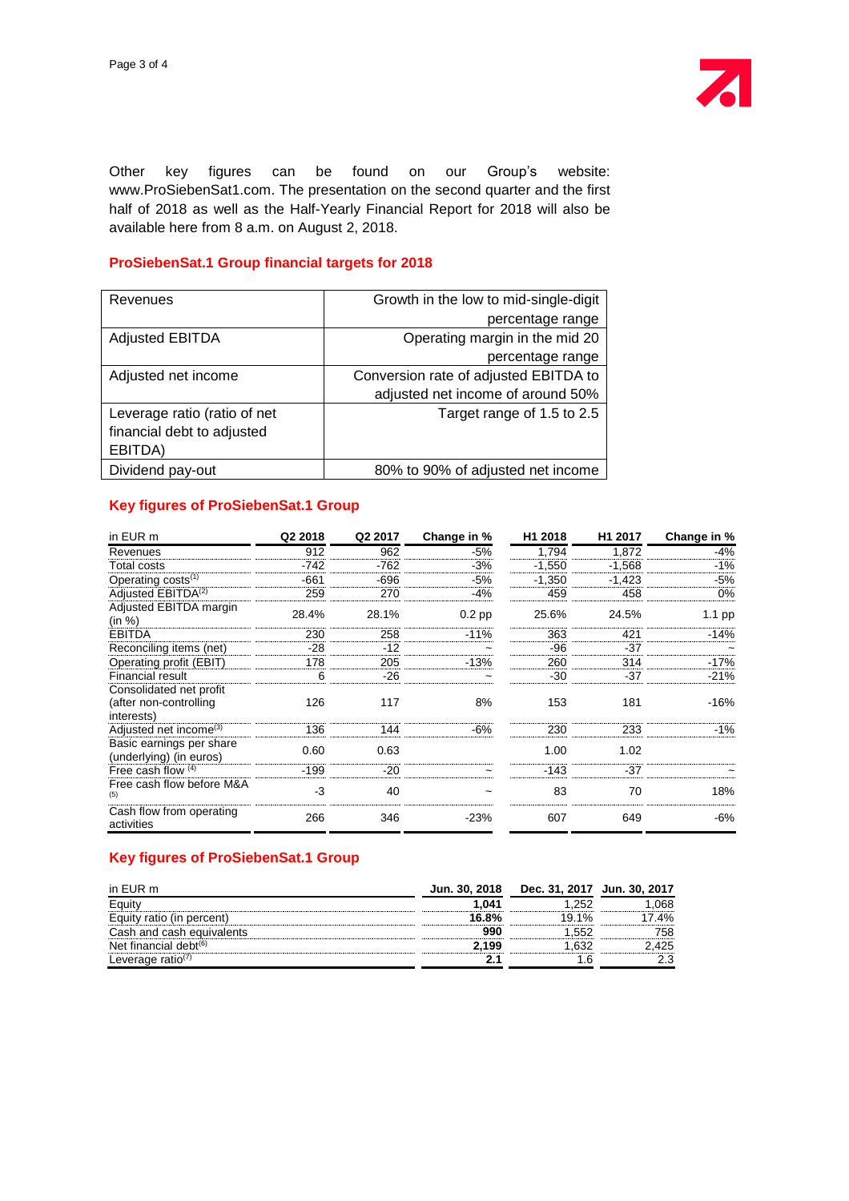Other key figures can be found on our Group's website: www.ProSiebenSat1.com. The presentation on the second quarter and the first half of 2018 as well as the Half-Yearly Financial Report for 2018 will also be available here from 8 a.m. on August 2, 2018.

## ProSiebenSat.1 Group financial targets for 2018

| | |
|---|---|
| Revenues | Growth in the low to mid-single-digit percentage range |
| Adjusted EBITDA | Operating margin in the mid 20 percentage range |
| Adjusted net income | Conversion rate of adjusted EBITDA to adjusted net income of around 50% |
| Leverage ratio (ratio of net financial debt to adjusted EBITDA) | Target range of 1.5 to 2.5 |
| Dividend pay-out | 80% to 90% of adjusted net income |

## Key figures of ProSiebenSat.1 Group

| in EUR m | Q2 2018 | Q2 2017 | Change in % | H1 2018 | H1 2017 | Change in % |
|---|---|---|---|---|---|---|
| Revenues | 912 | 962 | -5% | 1,794 | 1,872 | -4% |
| Total costs | -742 | -762 | -3% | -1,550 | -1,568 | -1% |
| Operating costs[1] | -661 | -696 | -5% | -1,350 | -1,423 | -5% |
| Adjusted EBITDA[2] | 259 | 270 | -4% | 459 | 458 | 0% |
| Adjusted EBITDA margin (in %) | 28.4% | 28.1% | 0.2 pp | 25.6% | 24.5% | 1.1 pp |
| EBITDA | 230 | 258 | -11% | 363 | 421 | -14% |
| Reconciling items (net) | -28 | -12 | ~ | -96 | -37 | ~ |
| Operating profit (EBIT) | 178 | 205 | -13% | 260 | 314 | -17% |
| Financial result | 6 | -26 | ~ | -30 | -37 | -21% |
| Consolidated net profit (after non-controlling interests) | 126 | 117 | 8% | 153 | 181 | -16% |
| Adjusted net income[3] | 136 | 144 | -6% | 230 | 233 | -1% |
| Basic earnings per share (underlying) (in euros) | 0.60 | 0.63 | | 1.00 | 1.02 | |
| Free cash flow [4] | -199 | -20 | ~ | -143 | -37 | ~ |
| Free cash flow before M&A [5] | -3 | 40 | ~ | 83 | 70 | 18% |
| Cash flow from operating activities | 266 | 346 | -23% | 607 | 649 | -6% |

## Key figures of ProSiebenSat.1 Group

| in EUR m | Jun. 30, 2018 | Dec. 31, 2017 | Jun. 30, 2017 |
|---|---|---|---|
| Equity | **1,041** | 1,252 | 1,068 |
| Equity ratio (in percent) | **16.8%** | 19.1% | 17.4% |
| Cash and cash equivalents | **990** | 1,552 | 758 |
| Net financial debt[6] | **2,199** | 1,632 | 2,425 |
| Leverage ratio[7] | **2.1** | 1.6 | 2.3 |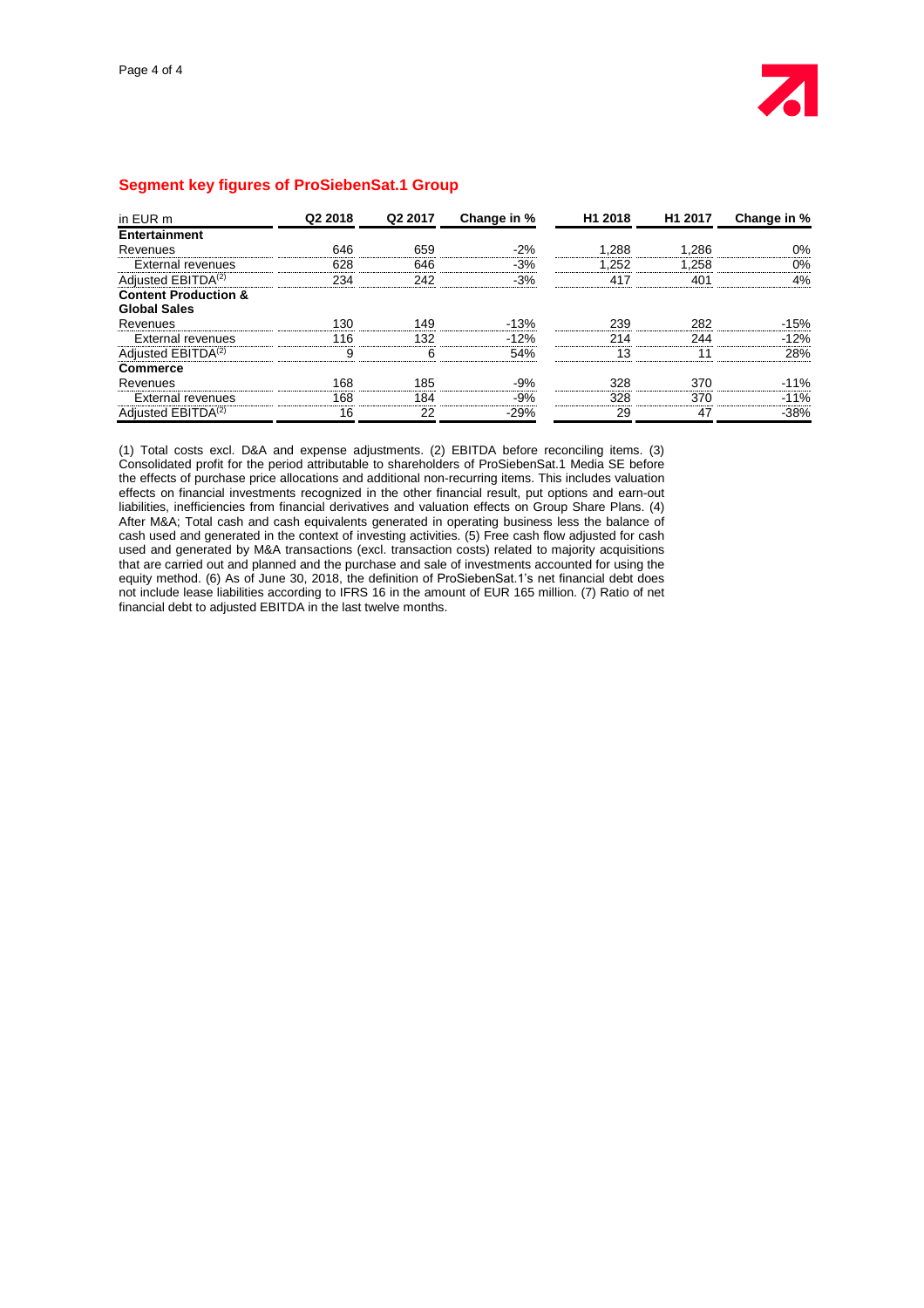## Segment key figures of ProSiebenSat.1 Group

| in EUR m | Q2 2018 | Q2 2017 | Change in % | H1 2018 | H1 2017 | Change in % |
|---|---|---|---|---|---|---|
| **Entertainment** | | | | | | |
| Revenues | 646 | 659 | -2% | 1,288 | 1,286 | 0% |
| External revenues | 628 | 646 | -3% | 1,252 | 1,258 | 0% |
| Adjusted EBITDA(2) | 234 | 242 | -3% | 417 | 401 | 4% |
| **Content Production & Global Sales** | | | | | | |
| Revenues | 130 | 149 | -13% | 239 | 282 | -15% |
| External revenues | 116 | 132 | -12% | 214 | 244 | -12% |
| Adjusted EBITDA(2) | 9 | 6 | 54% | 13 | 11 | 28% |
| **Commerce** | | | | | | |
| Revenues | 168 | 185 | -9% | 328 | 370 | -11% |
| External revenues | 168 | 184 | -9% | 328 | 370 | -11% |
| Adjusted EBITDA(2) | 16 | 22 | -29% | 29 | 47 | -38% |

(1) Total costs excl. D&A and expense adjustments. (2) EBITDA before reconciling items. (3) Consolidated profit for the period attributable to shareholders of ProSiebenSat.1 Media SE before the effects of purchase price allocations and additional non-recurring items. This includes valuation effects on financial investments recognized in the other financial result, put options and earn-out liabilities, inefficiencies from financial derivatives and valuation effects on Group Share Plans. (4) After M&A; Total cash and cash equivalents generated in operating business less the balance of cash used and generated in the context of investing activities. (5) Free cash flow adjusted for cash used and generated by M&A transactions (excl. transaction costs) related to majority acquisitions that are carried out and planned and the purchase and sale of investments accounted for using the equity method. (6) As of June 30, 2018, the definition of ProSiebenSat.1's net financial debt does not include lease liabilities according to IFRS 16 in the amount of EUR 165 million. (7) Ratio of net financial debt to adjusted EBITDA in the last twelve months.